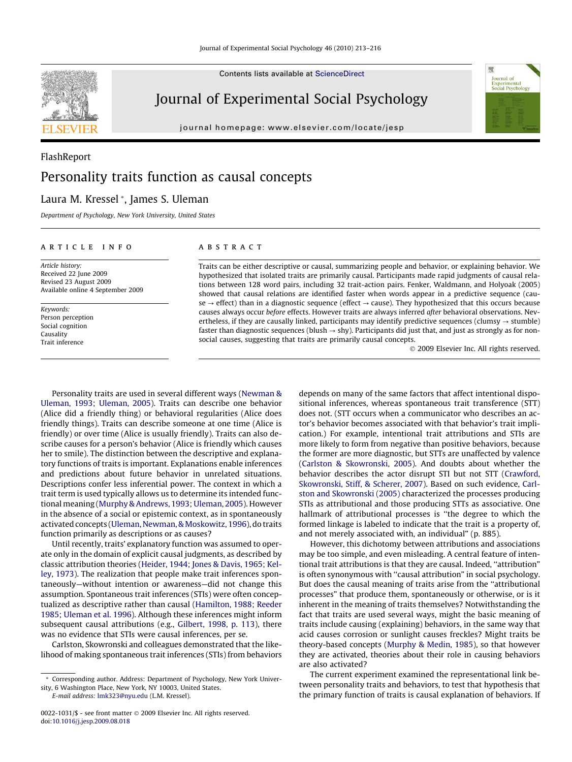FlashReport

# Personality traits function as causal concepts

Laura M. Kressel *, James S. Uleman

*Department of Psychology, New York University, United States*

**ARTICLE INFO**

*Article history:*
Received 22 June 2009
Revised 23 August 2009
Available online 4 September 2009

*Keywords:*
Person perception
Social cognition
Causality
Trait inference

**ABSTRACT**

Traits can be either descriptive or causal, summarizing people and behavior, or explaining behavior. We hypothesized that isolated traits are primarily causal. Participants made rapid judgments of causal relations between 128 word pairs, including 32 trait-action pairs. Fenker, Waldmann, and Holyoak (2005) showed that causal relations are identified faster when words appear in a predictive sequence (cause → effect) than in a diagnostic sequence (effect → cause). They hypothesized that this occurs because causes always occur *before* effects. However traits are always inferred *after* behavioral observations. Nevertheless, if they are causally linked, participants may identify predictive sequences (clumsy → stumble) faster than diagnostic sequences (blush → shy). Participants did just that, and just as strongly as for non-social causes, suggesting that traits are primarily causal concepts.

© 2009 Elsevier Inc. All rights reserved.

Personality traits are used in several different ways (Newman & Uleman, 1993; Uleman, 2005). Traits can describe one behavior (Alice did a friendly thing) or behavioral regularities (Alice does friendly things). Traits can describe someone at one time (Alice is friendly) or over time (Alice is usually friendly). Traits can also describe causes for a person's behavior (Alice is friendly which causes her to smile). The distinction between the descriptive and explanatory functions of traits is important. Explanations enable inferences and predictions about future behavior in unrelated situations. Descriptions confer less inferential power. The context in which a trait term is used typically allows us to determine its intended functional meaning (Murphy & Andrews, 1993; Uleman, 2005). However in the absence of a social or epistemic context, as in spontaneously activated concepts (Uleman, Newman, & Moskowitz, 1996), do traits function primarily as descriptions or as causes?

Until recently, traits' explanatory function was assumed to operate only in the domain of explicit causal judgments, as described by classic attribution theories (Heider, 1944; Jones & Davis, 1965; Kelley, 1973). The realization that people make trait inferences spontaneously—without intention or awareness—did not change this assumption. Spontaneous trait inferences (STIs) were often conceptualized as descriptive rather than causal (Hamilton, 1988; Reeder 1985; Uleman et al. 1996). Although these inferences might inform subsequent causal attributions (e.g., Gilbert, 1998, p. 113), there was no evidence that STIs were causal inferences, per se.

Carlston, Skowronski and colleagues demonstrated that the likelihood of making spontaneous trait inferences (STIs) from behaviors depends on many of the same factors that affect intentional dispositional inferences, whereas spontaneous trait transference (STT) does not. (STT occurs when a communicator who describes an actor's behavior becomes associated with that behavior's trait implication.) For example, intentional trait attributions and STIs are more likely to form from negative than positive behaviors, because the former are more diagnostic, but STTs are unaffected by valence (Carlston & Skowronski, 2005). And doubts about whether the behavior describes the actor disrupt STI but not STT (Crawford, Skowronski, Stiff, & Scherer, 2007). Based on such evidence, Carlston and Skowronski (2005) characterized the processes producing STIs as attributional and those producing STTs as associative. One hallmark of attributional processes is "the degree to which the formed linkage is labeled to indicate that the trait is a property of, and not merely associated with, an individual" (p. 885).

However, this dichotomy between attributions and associations may be too simple, and even misleading. A central feature of intentional trait attributions is that they are causal. Indeed, "attribution" is often synonymous with "causal attribution" in social psychology. But does the causal meaning of traits arise from the "attributional processes" that produce them, spontaneously or otherwise, or is it inherent in the meaning of traits themselves? Notwithstanding the fact that traits are used several ways, might the basic meaning of traits include causing (explaining) behaviors, in the same way that acid causes corrosion or sunlight causes freckles? Might traits be theory-based concepts (Murphy & Medin, 1985), so that however they are activated, theories about their role in causing behaviors are also activated?

The current experiment examined the representational link between personality traits and behaviors, to test that hypothesis that the primary function of traits is causal explanation of behaviors. If

* Corresponding author. Address: Department of Psychology, New York University, 6 Washington Place, New York, NY 10003, United States.
*E-mail address:* lmk323@nyu.edu (L.M. Kressel).

0022-1031/$ - see front matter © 2009 Elsevier Inc. All rights reserved.
doi:10.1016/j.jesp.2009.08.018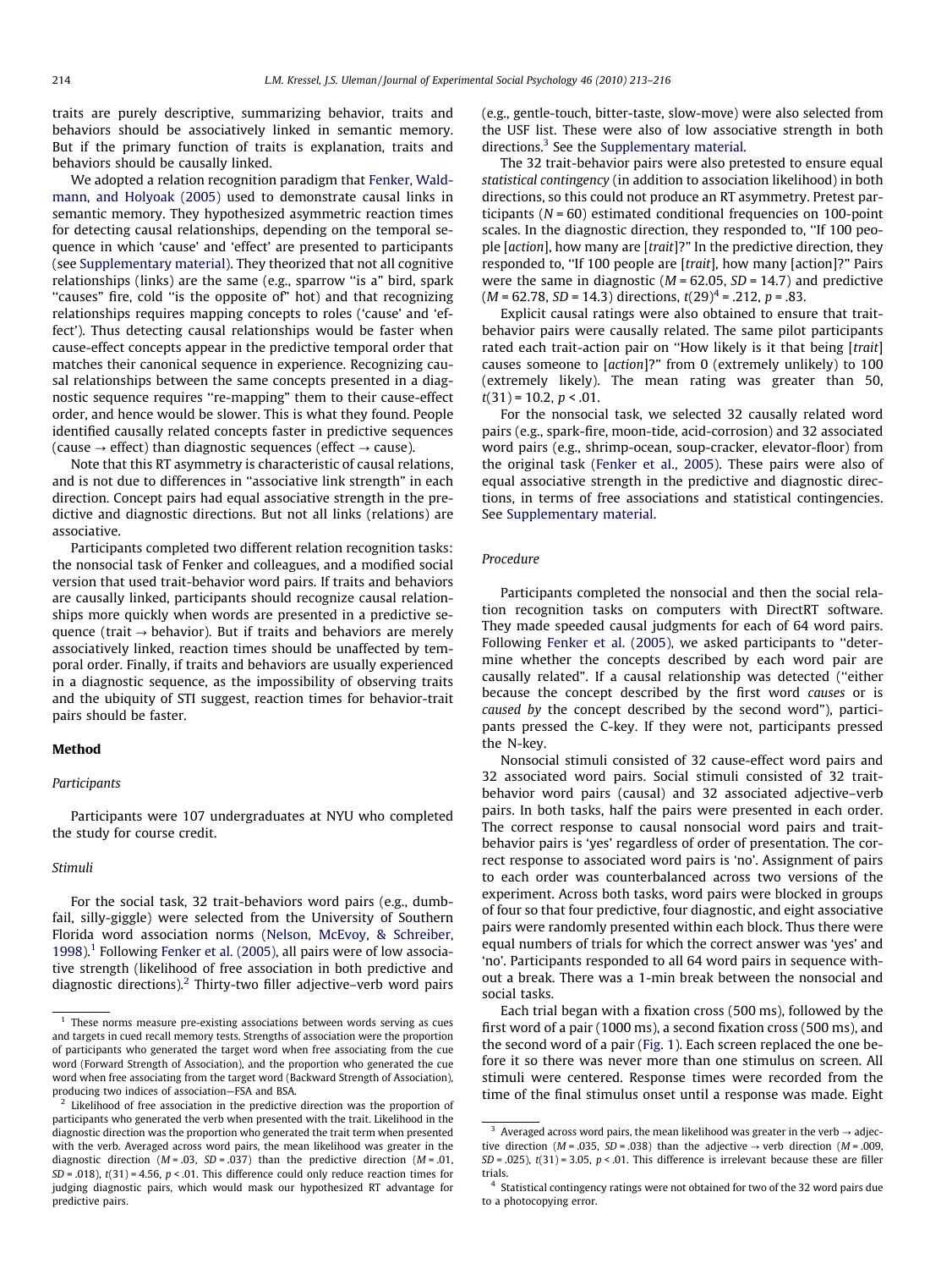traits are purely descriptive, summarizing behavior, traits and behaviors should be associatively linked in semantic memory. But if the primary function of traits is explanation, traits and behaviors should be causally linked.

We adopted a relation recognition paradigm that Fenker, Waldmann, and Holyoak (2005) used to demonstrate causal links in semantic memory. They hypothesized asymmetric reaction times for detecting causal relationships, depending on the temporal sequence in which 'cause' and 'effect' are presented to participants (see Supplementary material). They theorized that not all cognitive relationships (links) are the same (e.g., sparrow "is a" bird, spark "causes" fire, cold "is the opposite of" hot) and that recognizing relationships requires mapping concepts to roles ('cause' and 'effect'). Thus detecting causal relationships would be faster when cause-effect concepts appear in the predictive temporal order that matches their canonical sequence in experience. Recognizing causal relationships between the same concepts presented in a diagnostic sequence requires "re-mapping" them to their cause-effect order, and hence would be slower. This is what they found. People identified causally related concepts faster in predictive sequences (cause → effect) than diagnostic sequences (effect → cause).

Note that this RT asymmetry is characteristic of causal relations, and is not due to differences in "associative link strength" in each direction. Concept pairs had equal associative strength in the predictive and diagnostic directions. But not all links (relations) are associative.

Participants completed two different relation recognition tasks: the nonsocial task of Fenker and colleagues, and a modified social version that used trait-behavior word pairs. If traits and behaviors are causally linked, participants should recognize causal relationships more quickly when words are presented in a predictive sequence (trait → behavior). But if traits and behaviors are merely associatively linked, reaction times should be unaffected by temporal order. Finally, if traits and behaviors are usually experienced in a diagnostic sequence, as the impossibility of observing traits and the ubiquity of STI suggest, reaction times for behavior-trait pairs should be faster.

## Method

### Participants

Participants were 107 undergraduates at NYU who completed the study for course credit.

### Stimuli

For the social task, 32 trait-behaviors word pairs (e.g., dumb-fail, silly-giggle) were selected from the University of Southern Florida word association norms (Nelson, McEvoy, & Schreiber, 1998).[1] Following Fenker et al. (2005), all pairs were of low associative strength (likelihood of free association in both predictive and diagnostic directions).[2] Thirty-two filler adjective–verb word pairs (e.g., gentle-touch, bitter-taste, slow-move) were also selected from the USF list. These were also of low associative strength in both directions.[3] See the Supplementary material.

The 32 trait-behavior pairs were also pretested to ensure equal *statistical contingency* (in addition to association likelihood) in both directions, so this could not produce an RT asymmetry. Pretest participants ($N = 60$) estimated conditional frequencies on 100-point scales. In the diagnostic direction, they responded to, "If 100 people [*action*], how many are [*trait*]?" In the predictive direction, they responded to, "If 100 people are [*trait*], how many [action]?" Pairs were the same in diagnostic ($M = 62.05$, $SD = 14.7$) and predictive ($M = 62.78$, $SD = 14.3$) directions, $t(29)$[4] $= .212$, $p = .83$.

Explicit causal ratings were also obtained to ensure that trait-behavior pairs were causally related. The same pilot participants rated each trait-action pair on "How likely is it that being [*trait*] causes someone to [*action*]?" from 0 (extremely unlikely) to 100 (extremely likely). The mean rating was greater than 50, $t(31) = 10.2$, $p < .01$.

For the nonsocial task, we selected 32 causally related word pairs (e.g., spark-fire, moon-tide, acid-corrosion) and 32 associated word pairs (e.g., shrimp-ocean, soup-cracker, elevator-floor) from the original task (Fenker et al., 2005). These pairs were also of equal associative strength in the predictive and diagnostic directions, in terms of free associations and statistical contingencies. See Supplementary material.

### Procedure

Participants completed the nonsocial and then the social relation recognition tasks on computers with DirectRT software. They made speeded causal judgments for each of 64 word pairs. Following Fenker et al. (2005), we asked participants to "determine whether the concepts described by each word pair are causally related". If a causal relationship was detected ("either because the concept described by the first word *causes* or is *caused by* the concept described by the second word"), participants pressed the C-key. If they were not, participants pressed the N-key.

Nonsocial stimuli consisted of 32 cause-effect word pairs and 32 associated word pairs. Social stimuli consisted of 32 trait-behavior word pairs (causal) and 32 associated adjective–verb pairs. In both tasks, half the pairs were presented in each order. The correct response to causal nonsocial word pairs and trait-behavior pairs is 'yes' regardless of order of presentation. The correct response to associated word pairs is 'no'. Assignment of pairs to each order was counterbalanced across two versions of the experiment. Across both tasks, word pairs were blocked in groups of four so that four predictive, four diagnostic, and eight associative pairs were randomly presented within each block. Thus there were equal numbers of trials for which the correct answer was 'yes' and 'no'. Participants responded to all 64 word pairs in sequence without a break. There was a 1-min break between the nonsocial and social tasks.

Each trial began with a fixation cross (500 ms), followed by the first word of a pair (1000 ms), a second fixation cross (500 ms), and the second word of a pair (Fig. 1). Each screen replaced the one before it so there was never more than one stimulus on screen. All stimuli were centered. Response times were recorded from the time of the final stimulus onset until a response was made. Eight

---

[1] These norms measure pre-existing associations between words serving as cues and targets in cued recall memory tests. Strengths of association were the proportion of participants who generated the target word when free associating from the cue word (Forward Strength of Association), and the proportion who generated the cue word when free associating from the target word (Backward Strength of Association), producing two indices of association—FSA and BSA.

[2] Likelihood of free association in the predictive direction was the proportion of participants who generated the verb when presented with the trait. Likelihood in the diagnostic direction was the proportion who generated the trait term when presented with the verb. Averaged across word pairs, the mean likelihood was greater in the diagnostic direction ($M = .03$, $SD = .037$) than the predictive direction ($M = .01$, $SD = .018$), $t(31) = 4.56$, $p < .01$. This difference could only reduce reaction times for judging diagnostic pairs, which would mask our hypothesized RT advantage for predictive pairs.

[3] Averaged across word pairs, the mean likelihood was greater in the verb → adjective direction ($M = .035$, $SD = .038$) than the adjective → verb direction ($M = .009$, $SD = .025$), $t(31) = 3.05$, $p < .01$. This difference is irrelevant because these are filler trials.

[4] Statistical contingency ratings were not obtained for two of the 32 word pairs due to a photocopying error.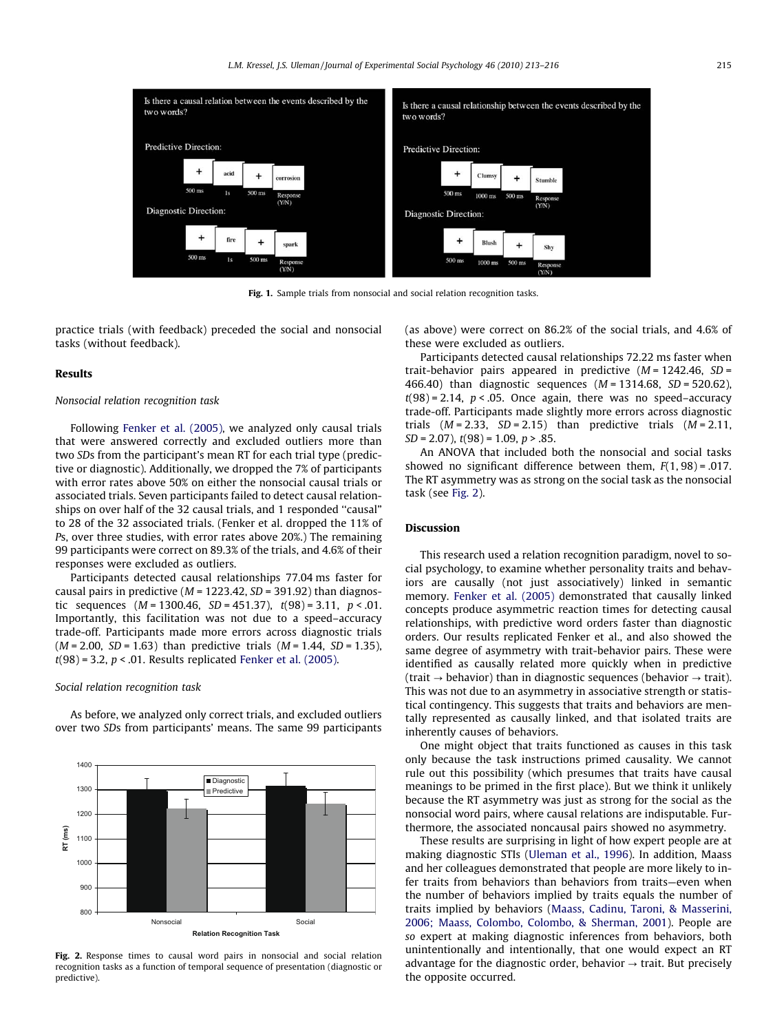Is there a causal relation between the events described by the two words?

Predictive Direction:

+ | acid | + | corrosion

500 ms | 1s | 500 ms | Response (Y/N)

Diagnostic Direction:

+ | fire | + | spark

500 ms | 1s | 500 ms | Response (Y/N)

Is there a causal relationship between the events described by the two words?

Predictive Direction:

+ | Clumsy | + | Stumble

500 ms | 1000 ms | 500 ms | Response (Y/N)

Diagnostic Direction:

+ | Blush | + | Shy

500 ms | 1000 ms | 500 ms | Response (Y/N)

**Fig. 1.** Sample trials from nonsocial and social relation recognition tasks.

practice trials (with feedback) preceded the social and nonsocial tasks (without feedback).

## Results

### Nonsocial relation recognition task

Following Fenker et al. (2005), we analyzed only causal trials that were answered correctly and excluded outliers more than two *SD*s from the participant's mean RT for each trial type (predictive or diagnostic). Additionally, we dropped the 7% of participants with error rates above 50% on either the nonsocial causal trials or associated trials. Seven participants failed to detect causal relationships on over half of the 32 causal trials, and 1 responded ''causal'' to 28 of the 32 associated trials. (Fenker et al. dropped the 11% of *P*s, over three studies, with error rates above 20%.) The remaining 99 participants were correct on 89.3% of the trials, and 4.6% of their responses were excluded as outliers.

Participants detected causal relationships 77.04 ms faster for causal pairs in predictive ($M$ = 1223.42, $SD$ = 391.92) than diagnostic sequences ($M$ = 1300.46, $SD$ = 451.37), $t(98) = 3.11$, $p < .01$. Importantly, this facilitation was not due to a speed–accuracy trade-off. Participants made more errors across diagnostic trials ($M$ = 2.00, $SD$ = 1.63) than predictive trials ($M$ = 1.44, $SD$ = 1.35), $t(98) = 3.2$, $p < .01$. Results replicated Fenker et al. (2005).

### Social relation recognition task

As before, we analyzed only correct trials, and excluded outliers over two *SD*s from participants' means. The same 99 participants (as above) were correct on 86.2% of the social trials, and 4.6% of these were excluded as outliers.

Participants detected causal relationships 72.22 ms faster when trait-behavior pairs appeared in predictive ($M$ = 1242.46, $SD$ = 466.40) than diagnostic sequences ($M$ = 1314.68, $SD$ = 520.62), $t(98) = 2.14$, $p < .05$. Once again, there was no speed–accuracy trade-off. Participants made slightly more errors across diagnostic trials ($M$ = 2.33, $SD$ = 2.15) than predictive trials ($M$ = 2.11, $SD$ = 2.07), $t(98) = 1.09$, $p > .85$.

An ANOVA that included both the nonsocial and social tasks showed no significant difference between them, $F(1, 98) = .017$. The RT asymmetry was as strong on the social task as the nonsocial task (see Fig. 2).

1400
1300
1200
1100
1000
900
800
RT (ms)
Diagnostic
Predictive
Nonsocial
Social
Relation Recognition Task

**Fig. 2.** Response times to causal word pairs in nonsocial and social relation recognition tasks as a function of temporal sequence of presentation (diagnostic or predictive).

## Discussion

This research used a relation recognition paradigm, novel to social psychology, to examine whether personality traits and behaviors are causally (not just associatively) linked in semantic memory. Fenker et al. (2005) demonstrated that causally linked concepts produce asymmetric reaction times for detecting causal relationships, with predictive word orders faster than diagnostic orders. Our results replicated Fenker et al., and also showed the same degree of asymmetry with trait-behavior pairs. These were identified as causally related more quickly when in predictive (trait → behavior) than in diagnostic sequences (behavior → trait). This was not due to an asymmetry in associative strength or statistical contingency. This suggests that traits and behaviors are mentally represented as causally linked, and that isolated traits are inherently causes of behaviors.

One might object that traits functioned as causes in this task only because the task instructions primed causality. We cannot rule out this possibility (which presumes that traits have causal meanings to be primed in the first place). But we think it unlikely because the RT asymmetry was just as strong for the social as the nonsocial word pairs, where causal relations are indisputable. Furthermore, the associated noncausal pairs showed no asymmetry.

These results are surprising in light of how expert people are at making diagnostic STIs (Uleman et al., 1996). In addition, Maass and her colleagues demonstrated that people are more likely to infer traits from behaviors than behaviors from traits—even when the number of behaviors implied by traits equals the number of traits implied by behaviors (Maass, Cadinu, Taroni, & Masserini, 2006; Maass, Colombo, Colombo, & Sherman, 2001). People are *so* expert at making diagnostic inferences from behaviors, both unintentionally and intentionally, that one would expect an RT advantage for the diagnostic order, behavior → trait. But precisely the opposite occurred.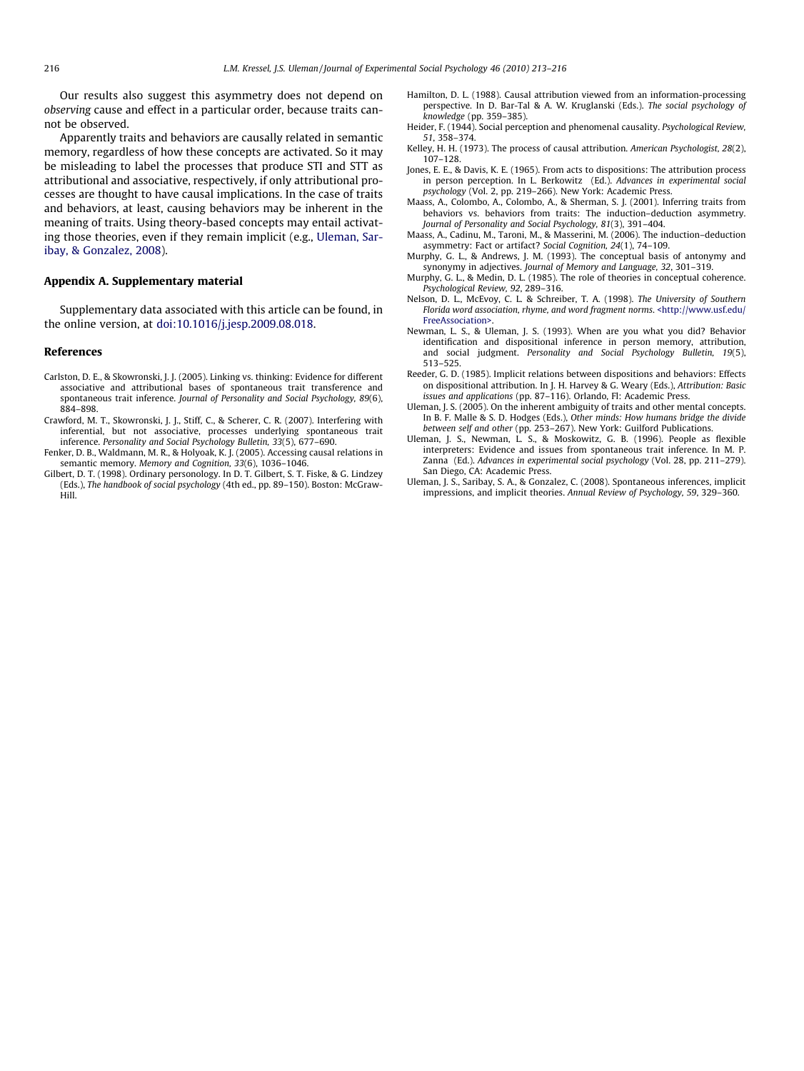Our results also suggest this asymmetry does not depend on *observing* cause and effect in a particular order, because traits cannot be observed.

Apparently traits and behaviors are causally related in semantic memory, regardless of how these concepts are activated. So it may be misleading to label the processes that produce STI and STT as attributional and associative, respectively, if only attributional processes are thought to have causal implications. In the case of traits and behaviors, at least, causing behaviors may be inherent in the meaning of traits. Using theory-based concepts may entail activating those theories, even if they remain implicit (e.g., Uleman, Saribay, & Gonzalez, 2008).

## Appendix A. Supplementary material

Supplementary data associated with this article can be found, in the online version, at doi:10.1016/j.jesp.2009.08.018.

## References

Carlston, D. E., & Skowronski, J. J. (2005). Linking vs. thinking: Evidence for different associative and attributional bases of spontaneous trait transference and spontaneous trait inference. *Journal of Personality and Social Psychology, 89*(6), 884–898.

Crawford, M. T., Skowronski, J. J., Stiff, C., & Scherer, C. R. (2007). Interfering with inferential, but not associative, processes underlying spontaneous trait inference. *Personality and Social Psychology Bulletin, 33*(5), 677–690.

Fenker, D. B., Waldmann, M. R., & Holyoak, K. J. (2005). Accessing causal relations in semantic memory. *Memory and Cognition, 33*(6), 1036–1046.

Gilbert, D. T. (1998). Ordinary personology. In D. T. Gilbert, S. T. Fiske, & G. Lindzey (Eds.), *The handbook of social psychology* (4th ed., pp. 89–150). Boston: McGraw-Hill.

Hamilton, D. L. (1988). Causal attribution viewed from an information-processing perspective. In D. Bar-Tal & A. W. Kruglanski (Eds.). *The social psychology of knowledge* (pp. 359–385).

Heider, F. (1944). Social perception and phenomenal causality. *Psychological Review, 51*, 358–374.

Kelley, H. H. (1973). The process of causal attribution. *American Psychologist, 28*(2), 107–128.

Jones, E. E., & Davis, K. E. (1965). From acts to dispositions: The attribution process in person perception. In L. Berkowitz (Ed.). *Advances in experimental social psychology* (Vol. 2, pp. 219–266). New York: Academic Press.

Maass, A., Colombo, A., Colombo, A., & Sherman, S. J. (2001). Inferring traits from behaviors vs. behaviors from traits: The induction–deduction asymmetry. *Journal of Personality and Social Psychology, 81*(3), 391–404.

Maass, A., Cadinu, M., Taroni, M., & Masserini, M. (2006). The induction–deduction asymmetry: Fact or artifact? *Social Cognition, 24*(1), 74–109.

Murphy, G. L., & Andrews, J. M. (1993). The conceptual basis of antonymy and synonymy in adjectives. *Journal of Memory and Language, 32*, 301–319.

Murphy, G. L., & Medin, D. L. (1985). The role of theories in conceptual coherence. *Psychological Review, 92*, 289–316.

Nelson, D. L., McEvoy, C. L. & Schreiber, T. A. (1998). *The University of Southern Florida word association, rhyme, and word fragment norms*. <http://www.usf.edu/FreeAssociation>.

Newman, L. S., & Uleman, J. S. (1993). When are you what you did? Behavior identification and dispositional inference in person memory, attribution, and social judgment. *Personality and Social Psychology Bulletin, 19*(5), 513–525.

Reeder, G. D. (1985). Implicit relations between dispositions and behaviors: Effects on dispositional attribution. In J. H. Harvey & G. Weary (Eds.), *Attribution: Basic issues and applications* (pp. 87–116). Orlando, Fl: Academic Press.

Uleman, J. S. (2005). On the inherent ambiguity of traits and other mental concepts. In B. F. Malle & S. D. Hodges (Eds.), *Other minds: How humans bridge the divide between self and other* (pp. 253–267). New York: Guilford Publications.

Uleman, J. S., Newman, L. S., & Moskowitz, G. B. (1996). People as flexible interpreters: Evidence and issues from spontaneous trait inference. In M. P. Zanna (Ed.). *Advances in experimental social psychology* (Vol. 28, pp. 211–279). San Diego, CA: Academic Press.

Uleman, J. S., Saribay, S. A., & Gonzalez, C. (2008). Spontaneous inferences, implicit impressions, and implicit theories. *Annual Review of Psychology, 59*, 329–360.